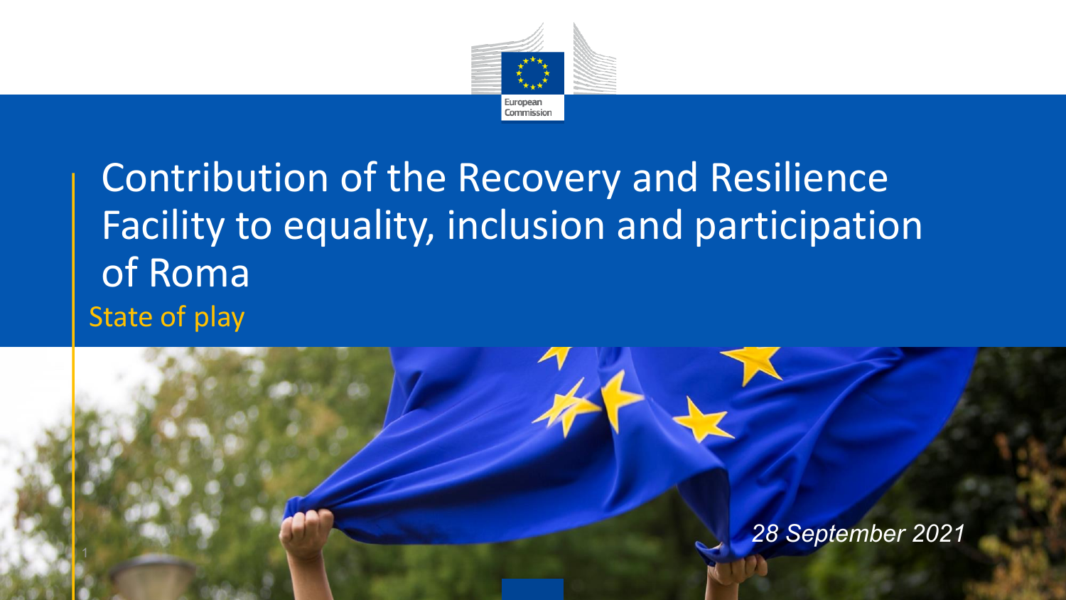European Commission

# Contribution of the Recovery and Resilience Facility to equality, inclusion and participation of Roma

## State of play

*28 September 2021*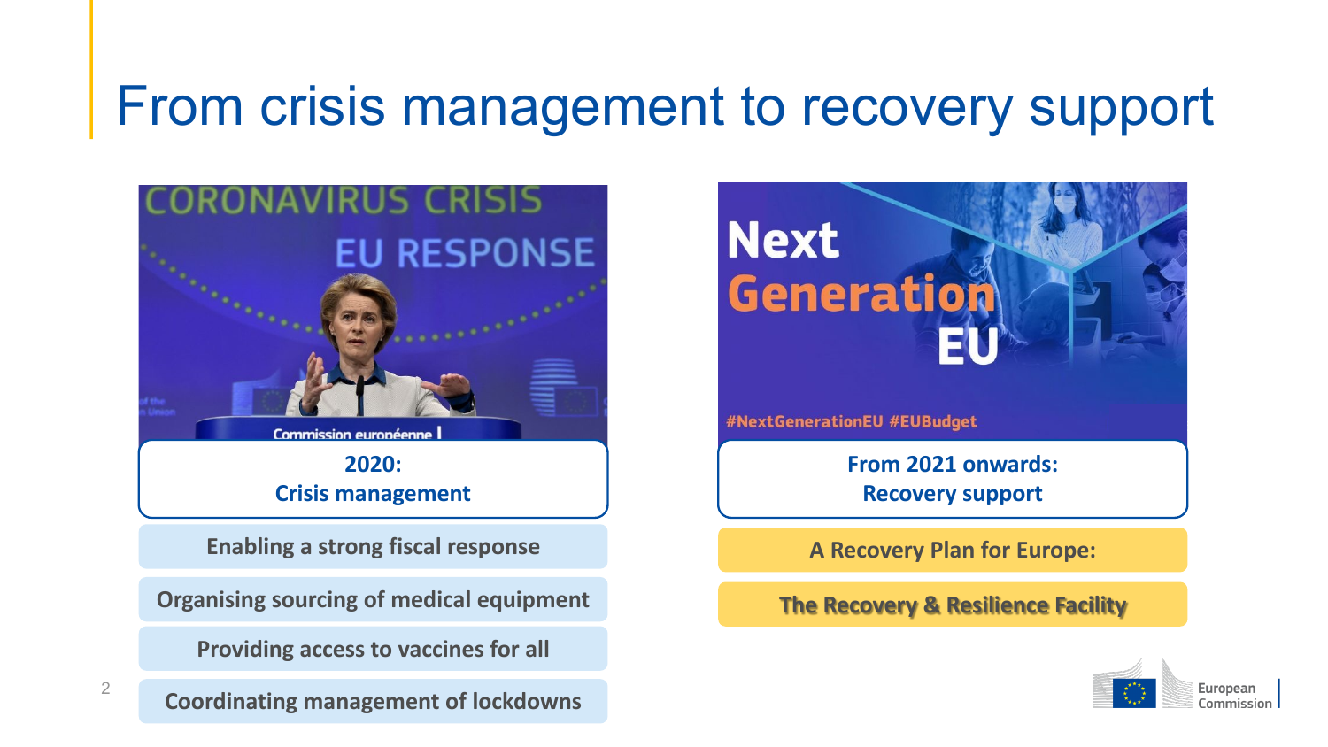# From crisis management to recovery support

**2020:**
**Crisis management**

- Enabling a strong fiscal response
- Organising sourcing of medical equipment
- Providing access to vaccines for all
- Coordinating management of lockdowns

**From 2021 onwards:**
**Recovery support**

- A Recovery Plan for Europe:
- The Recovery & Resilience Facility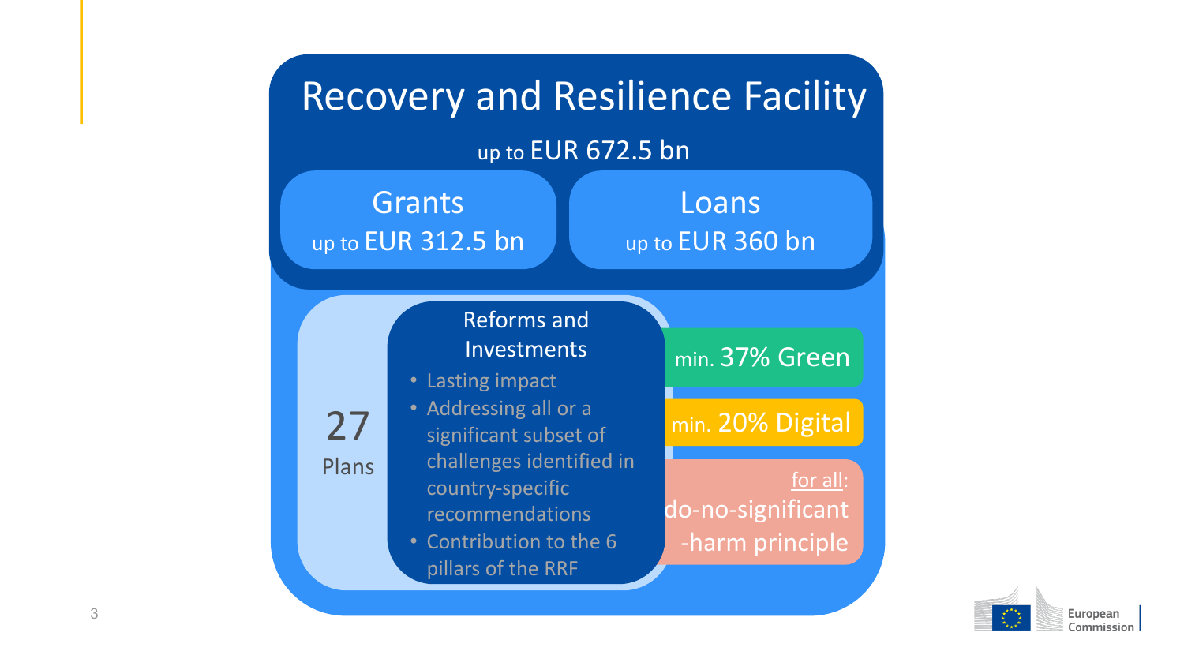# Recovery and Resilience Facility

up to EUR 672.5 bn

## Grants

up to EUR 312.5 bn

## Loans

up to EUR 360 bn

27 Plans

### Reforms and Investments

- Lasting impact
- Addressing all or a significant subset of challenges identified in country-specific recommendations
- Contribution to the 6 pillars of the RRF

min. 37% Green

min. 20% Digital

for all: do-no-significant -harm principle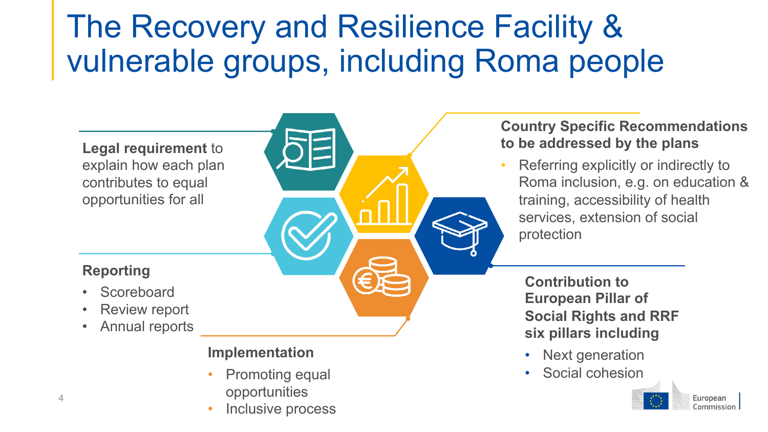# The Recovery and Resilience Facility & vulnerable groups, including Roma people

**Legal requirement** to explain how each plan contributes to equal opportunities for all

**Country Specific Recommendations to be addressed by the plans**

- Referring explicitly or indirectly to Roma inclusion, e.g. on education & training, accessibility of health services, extension of social protection

**Reporting**

- Scoreboard
- Review report
- Annual reports

**Contribution to European Pillar of Social Rights and RRF six pillars including**

- Next generation
- Social cohesion

**Implementation**

- Promoting equal opportunities
- Inclusive process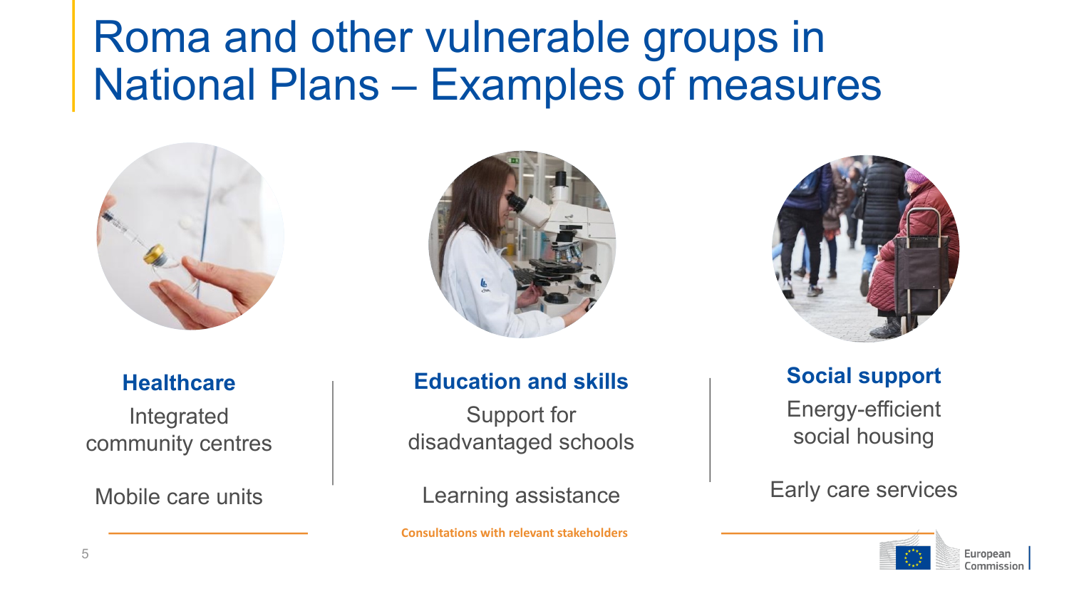# Roma and other vulnerable groups in National Plans – Examples of measures

### Healthcare

Integrated community centres

Mobile care units

### Education and skills

Support for disadvantaged schools

Learning assistance

### Social support

Energy-efficient social housing

Early care services

**Consultations with relevant stakeholders**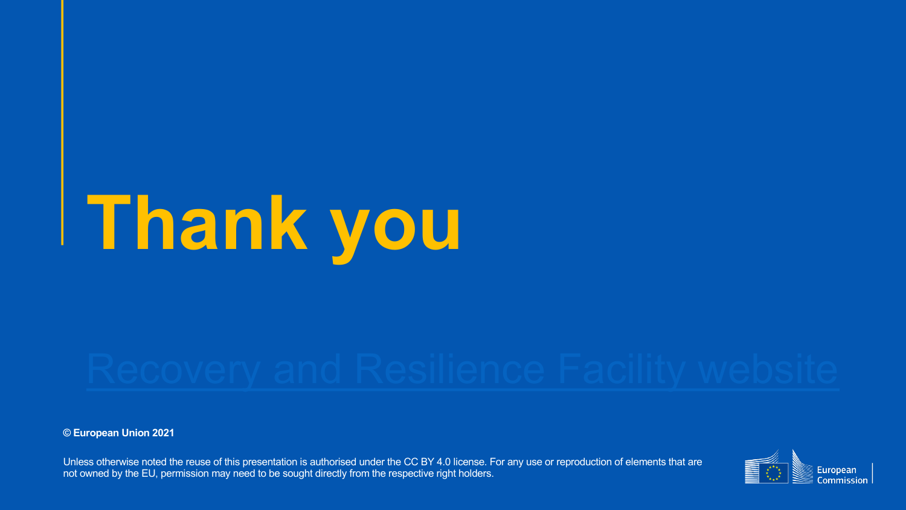# Thank you

Recovery and Resilience Facility website

**© European Union 2021**

Unless otherwise noted the reuse of this presentation is authorised under the CC BY 4.0 license. For any use or reproduction of elements that are not owned by the EU, permission may need to be sought directly from the respective right holders.

European Commission